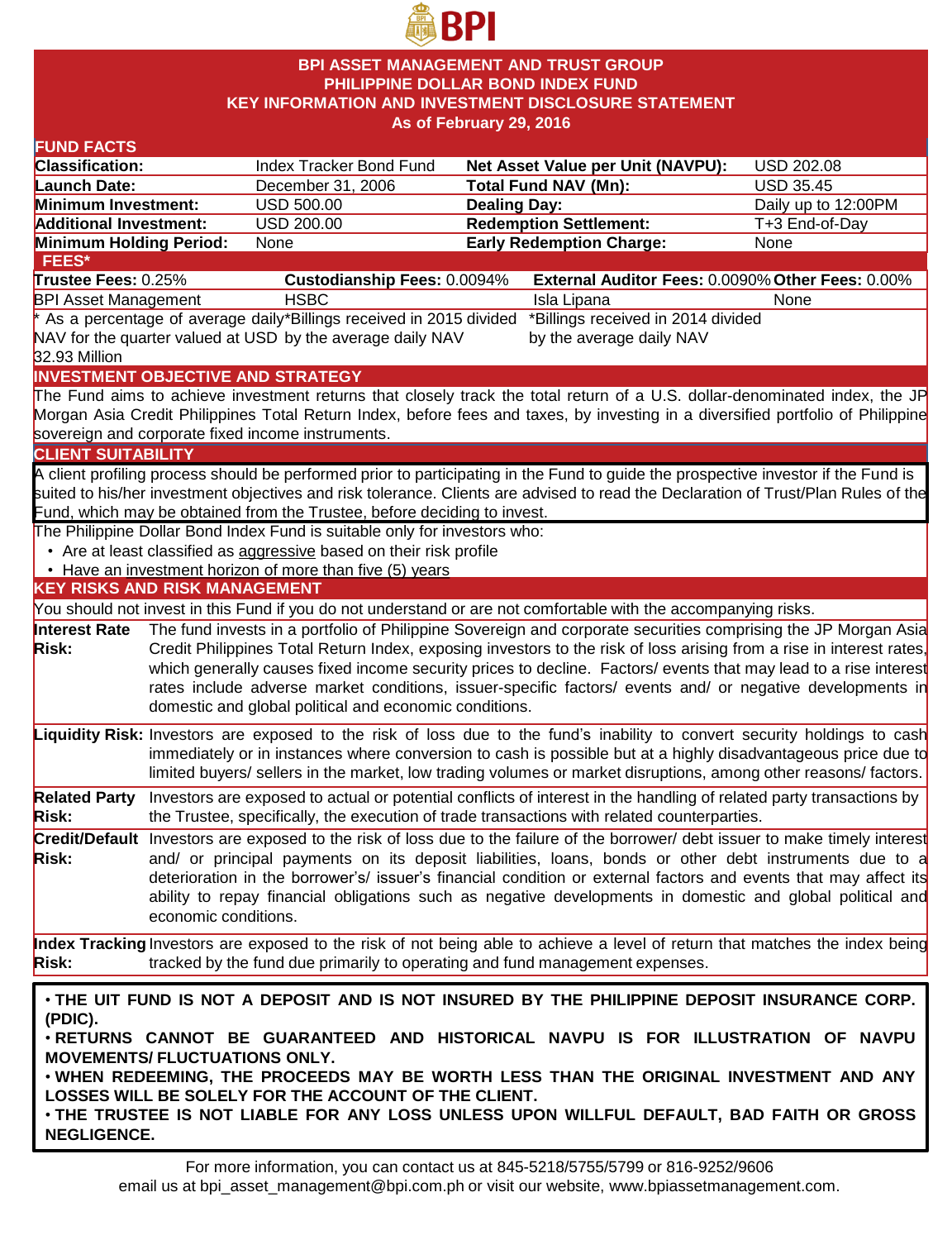# BPI ASSET MANAGEMENT AND TRUST GROUP
# PHILIPPINE DOLLAR BOND INDEX FUND
## KEY INFORMATION AND INVESTMENT DISCLOSURE STATEMENT
### As of February 29, 2016

## FUND FACTS

| | | | |
|---|---|---|---|
| **Classification:** | Index Tracker Bond Fund | **Net Asset Value per Unit (NAVPU):** | USD 202.08 |
| **Launch Date:** | December 31, 2006 | **Total Fund NAV (Mn):** | USD 35.45 |
| **Minimum Investment:** | USD 500.00 | **Dealing Day:** | Daily up to 12:00PM |
| **Additional Investment:** | USD 200.00 | **Redemption Settlement:** | T+3 End-of-Day |
| **Minimum Holding Period:** | None | **Early Redemption Charge:** | None |

## FEES*

| **Trustee Fees:** 0.25% | **Custodianship Fees:** 0.0094% | **External Auditor Fees:** 0.0090% | **Other Fees:** 0.00% |
|---|---|---|---|
| BPI Asset Management | HSBC | Isla Lipana | None |
| * As a percentage of average daily NAV for the quarter valued at USD 32.93 Million | *Billings received in 2015 divided by the average daily NAV | *Billings received in 2014 divided by the average daily NAV | |

## INVESTMENT OBJECTIVE AND STRATEGY

The Fund aims to achieve investment returns that closely track the total return of a U.S. dollar-denominated index, the JP Morgan Asia Credit Philippines Total Return Index, before fees and taxes, by investing in a diversified portfolio of Philippine sovereign and corporate fixed income instruments.

## CLIENT SUITABILITY

A client profiling process should be performed prior to participating in the Fund to guide the prospective investor if the Fund is suited to his/her investment objectives and risk tolerance. Clients are advised to read the Declaration of Trust/Plan Rules of the Fund, which may be obtained from the Trustee, before deciding to invest.

The Philippine Dollar Bond Index Fund is suitable only for investors who:

- Are at least classified as aggressive based on their risk profile
- Have an investment horizon of more than five (5) years

## KEY RISKS AND RISK MANAGEMENT

You should not invest in this Fund if you do not understand or are not comfortable with the accompanying risks.

| | |
|---|---|
| **Interest Rate Risk:** | The fund invests in a portfolio of Philippine Sovereign and corporate securities comprising the JP Morgan Asia Credit Philippines Total Return Index, exposing investors to the risk of loss arising from a rise in interest rates, which generally causes fixed income security prices to decline. Factors/ events that may lead to a rise interest rates include adverse market conditions, issuer-specific factors/ events and/ or negative developments in domestic and global political and economic conditions. |
| **Liquidity Risk:** | Investors are exposed to the risk of loss due to the fund's inability to convert security holdings to cash immediately or in instances where conversion to cash is possible but at a highly disadvantageous price due to limited buyers/ sellers in the market, low trading volumes or market disruptions, among other reasons/ factors. |
| **Related Party Risk:** | Investors are exposed to actual or potential conflicts of interest in the handling of related party transactions by the Trustee, specifically, the execution of trade transactions with related counterparties. |
| **Credit/Default Risk:** | Investors are exposed to the risk of loss due to the failure of the borrower/ debt issuer to make timely interest and/ or principal payments on its deposit liabilities, loans, bonds or other debt instruments due to a deterioration in the borrower's/ issuer's financial condition or external factors and events that may affect its ability to repay financial obligations such as negative developments in domestic and global political and economic conditions. |
| **Index Tracking Risk:** | Investors are exposed to the risk of not being able to achieve a level of return that matches the index being tracked by the fund due primarily to operating and fund management expenses. |

**• THE UIT FUND IS NOT A DEPOSIT AND IS NOT INSURED BY THE PHILIPPINE DEPOSIT INSURANCE CORP. (PDIC).**
**• RETURNS CANNOT BE GUARANTEED AND HISTORICAL NAVPU IS FOR ILLUSTRATION OF NAVPU MOVEMENTS/ FLUCTUATIONS ONLY.**
**• WHEN REDEEMING, THE PROCEEDS MAY BE WORTH LESS THAN THE ORIGINAL INVESTMENT AND ANY LOSSES WILL BE SOLELY FOR THE ACCOUNT OF THE CLIENT.**
**• THE TRUSTEE IS NOT LIABLE FOR ANY LOSS UNLESS UPON WILLFUL DEFAULT, BAD FAITH OR GROSS NEGLIGENCE.**

For more information, you can contact us at 845-5218/5755/5799 or 816-9252/9606
email us at bpi_asset_management@bpi.com.ph or visit our website, www.bpiassetmanagement.com.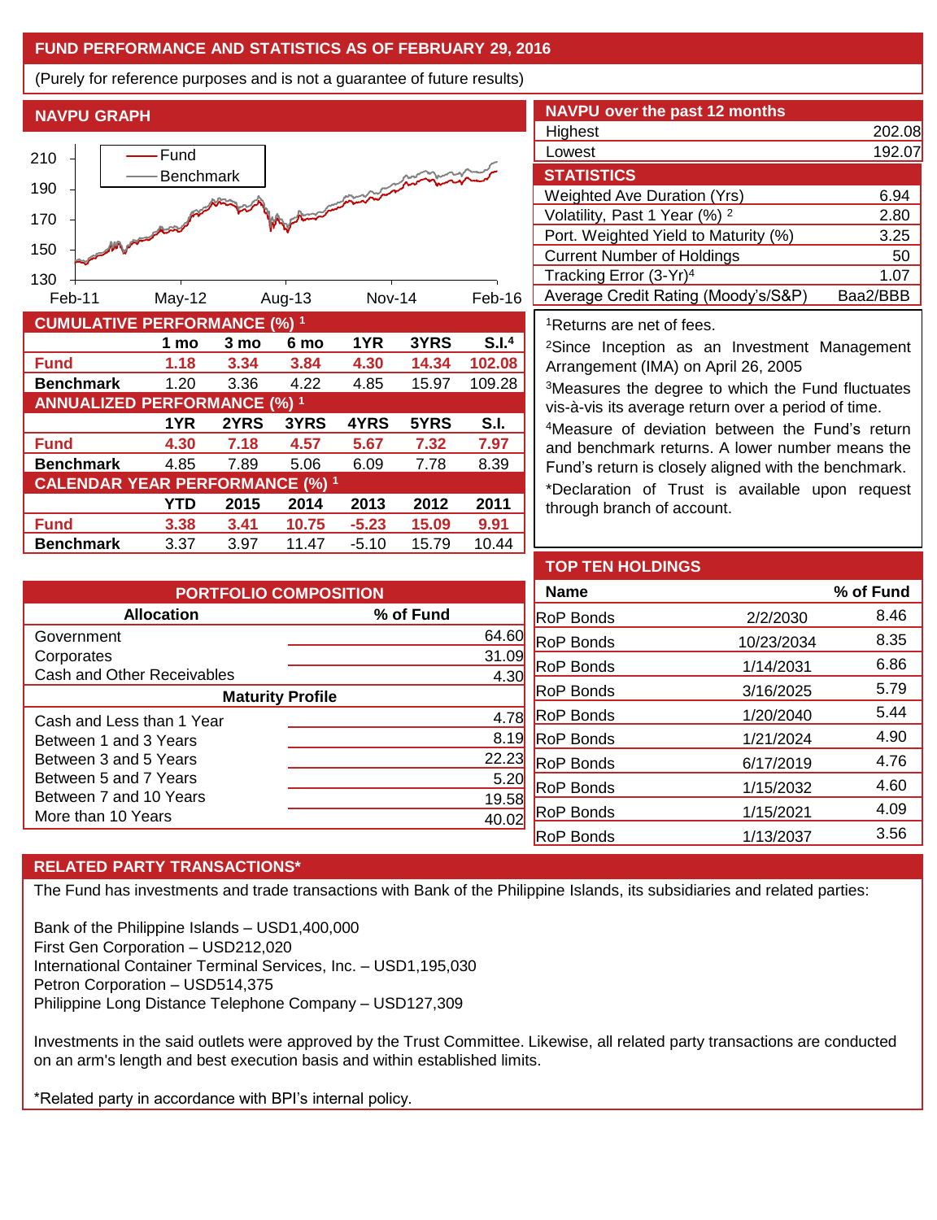## FUND PERFORMANCE AND STATISTICS AS OF FEBRUARY 29, 2016

(Purely for reference purposes and is not a guarantee of future results)

### NAVPU GRAPH

Fund
Benchmark

210
190
170
150
130

Feb-11 May-12 Aug-13 Nov-14 Feb-16

### CUMULATIVE PERFORMANCE (%) [1]

| | 1 mo | 3 mo | 6 mo | 1YR | 3YRS | S.I.[4] |
|---|---|---|---|---|---|---|
| **Fund** | **1.18** | **3.34** | **3.84** | **4.30** | **14.34** | **102.08** |
| **Benchmark** | 1.20 | 3.36 | 4.22 | 4.85 | 15.97 | 109.28 |

### ANNUALIZED PERFORMANCE (%) [1]

| | 1YR | 2YRS | 3YRS | 4YRS | 5YRS | S.I. |
|---|---|---|---|---|---|---|
| **Fund** | **4.30** | **7.18** | **4.57** | **5.67** | **7.32** | **7.97** |
| **Benchmark** | 4.85 | 7.89 | 5.06 | 6.09 | 7.78 | 8.39 |

### CALENDAR YEAR PERFORMANCE (%) [1]

| | YTD | 2015 | 2014 | 2013 | 2012 | 2011 |
|---|---|---|---|---|---|---|
| **Fund** | **3.38** | **3.41** | **10.75** | **-5.23** | **15.09** | **9.91** |
| **Benchmark** | 3.37 | 3.97 | 11.47 | -5.10 | 15.79 | 10.44 |

### NAVPU over the past 12 months

| | |
|---|---|
| Highest | 202.08 |
| Lowest | 192.07 |

### STATISTICS

| | |
|---|---|
| Weighted Ave Duration (Yrs) | 6.94 |
| Volatility, Past 1 Year (%) [2] | 2.80 |
| Port. Weighted Yield to Maturity (%) | 3.25 |
| Current Number of Holdings | 50 |
| Tracking Error (3-Yr)[4] | 1.07 |
| Average Credit Rating (Moody's/S&P) | Baa2/BBB |

[1]Returns are net of fees.

[2]Since Inception as an Investment Management Arrangement (IMA) on April 26, 2005

[3]Measures the degree to which the Fund fluctuates vis-à-vis its average return over a period of time.

[4]Measure of deviation between the Fund's return and benchmark returns. A lower number means the Fund's return is closely aligned with the benchmark.

*Declaration of Trust is available upon request through branch of account.

### PORTFOLIO COMPOSITION

| Allocation | % of Fund |
|---|---|
| Government | 64.60 |
| Corporates | 31.09 |
| Cash and Other Receivables | 4.30 |
| **Maturity Profile** | |
| Cash and Less than 1 Year | 4.78 |
| Between 1 and 3 Years | 8.19 |
| Between 3 and 5 Years | 22.23 |
| Between 5 and 7 Years | 5.20 |
| Between 7 and 10 Years | 19.58 |
| More than 10 Years | 40.02 |

### TOP TEN HOLDINGS

| Name | | % of Fund |
|---|---|---|
| RoP Bonds | 2/2/2030 | 8.46 |
| RoP Bonds | 10/23/2034 | 8.35 |
| RoP Bonds | 1/14/2031 | 6.86 |
| RoP Bonds | 3/16/2025 | 5.79 |
| RoP Bonds | 1/20/2040 | 5.44 |
| RoP Bonds | 1/21/2024 | 4.90 |
| RoP Bonds | 6/17/2019 | 4.76 |
| RoP Bonds | 1/15/2032 | 4.60 |
| RoP Bonds | 1/15/2021 | 4.09 |
| RoP Bonds | 1/13/2037 | 3.56 |

### RELATED PARTY TRANSACTIONS*

The Fund has investments and trade transactions with Bank of the Philippine Islands, its subsidiaries and related parties:

Bank of the Philippine Islands – USD1,400,000
First Gen Corporation – USD212,020
International Container Terminal Services, Inc. – USD1,195,030
Petron Corporation – USD514,375
Philippine Long Distance Telephone Company – USD127,309

Investments in the said outlets were approved by the Trust Committee. Likewise, all related party transactions are conducted on an arm's length and best execution basis and within established limits.

*Related party in accordance with BPI's internal policy.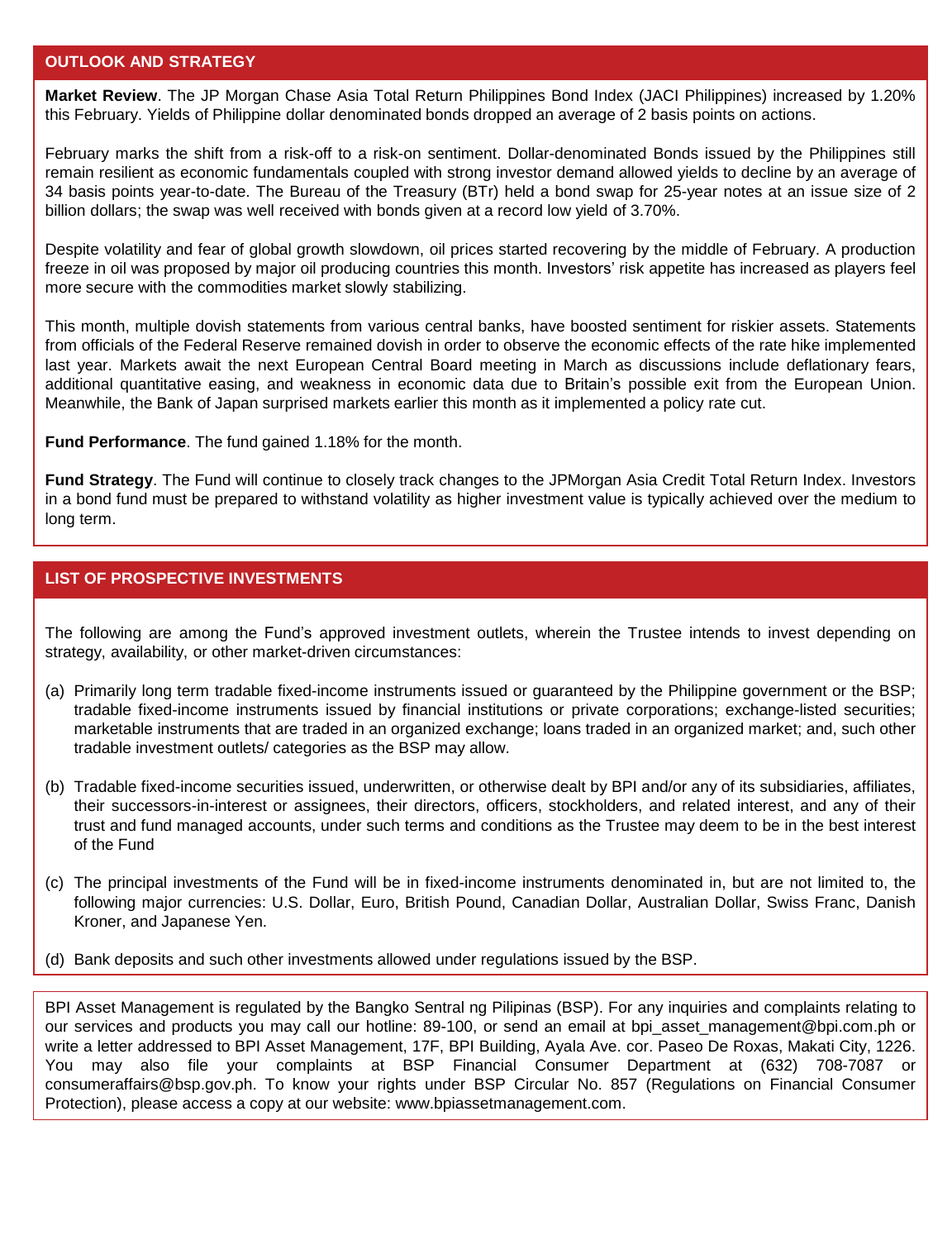## OUTLOOK AND STRATEGY

**Market Review**. The JP Morgan Chase Asia Total Return Philippines Bond Index (JACI Philippines) increased by 1.20% this February. Yields of Philippine dollar denominated bonds dropped an average of 2 basis points on actions.

February marks the shift from a risk-off to a risk-on sentiment. Dollar-denominated Bonds issued by the Philippines still remain resilient as economic fundamentals coupled with strong investor demand allowed yields to decline by an average of 34 basis points year-to-date. The Bureau of the Treasury (BTr) held a bond swap for 25-year notes at an issue size of 2 billion dollars; the swap was well received with bonds given at a record low yield of 3.70%.

Despite volatility and fear of global growth slowdown, oil prices started recovering by the middle of February. A production freeze in oil was proposed by major oil producing countries this month. Investors' risk appetite has increased as players feel more secure with the commodities market slowly stabilizing.

This month, multiple dovish statements from various central banks, have boosted sentiment for riskier assets. Statements from officials of the Federal Reserve remained dovish in order to observe the economic effects of the rate hike implemented last year. Markets await the next European Central Board meeting in March as discussions include deflationary fears, additional quantitative easing, and weakness in economic data due to Britain's possible exit from the European Union. Meanwhile, the Bank of Japan surprised markets earlier this month as it implemented a policy rate cut.

**Fund Performance**. The fund gained 1.18% for the month.

**Fund Strategy**. The Fund will continue to closely track changes to the JPMorgan Asia Credit Total Return Index. Investors in a bond fund must be prepared to withstand volatility as higher investment value is typically achieved over the medium to long term.

## LIST OF PROSPECTIVE INVESTMENTS

The following are among the Fund's approved investment outlets, wherein the Trustee intends to invest depending on strategy, availability, or other market-driven circumstances:

(a) Primarily long term tradable fixed-income instruments issued or guaranteed by the Philippine government or the BSP; tradable fixed-income instruments issued by financial institutions or private corporations; exchange-listed securities; marketable instruments that are traded in an organized exchange; loans traded in an organized market; and, such other tradable investment outlets/ categories as the BSP may allow.

(b) Tradable fixed-income securities issued, underwritten, or otherwise dealt by BPI and/or any of its subsidiaries, affiliates, their successors-in-interest or assignees, their directors, officers, stockholders, and related interest, and any of their trust and fund managed accounts, under such terms and conditions as the Trustee may deem to be in the best interest of the Fund

(c) The principal investments of the Fund will be in fixed-income instruments denominated in, but are not limited to, the following major currencies: U.S. Dollar, Euro, British Pound, Canadian Dollar, Australian Dollar, Swiss Franc, Danish Kroner, and Japanese Yen.

(d) Bank deposits and such other investments allowed under regulations issued by the BSP.

BPI Asset Management is regulated by the Bangko Sentral ng Pilipinas (BSP). For any inquiries and complaints relating to our services and products you may call our hotline: 89-100, or send an email at bpi_asset_management@bpi.com.ph or write a letter addressed to BPI Asset Management, 17F, BPI Building, Ayala Ave. cor. Paseo De Roxas, Makati City, 1226. You may also file your complaints at BSP Financial Consumer Department at (632) 708-7087 or consumeraffairs@bsp.gov.ph. To know your rights under BSP Circular No. 857 (Regulations on Financial Consumer Protection), please access a copy at our website: www.bpiassetmanagement.com.